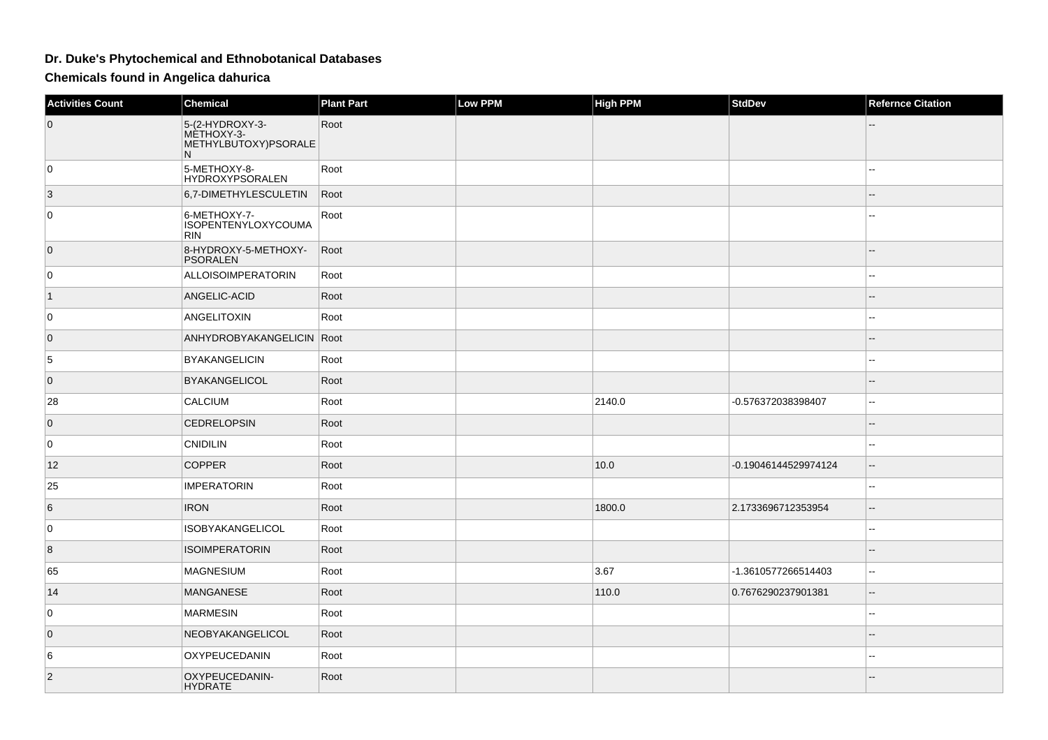# Dr. Duke's Phytochemical and Ethnobotanical Databases

## Chemicals found in Angelica dahurica

| Activities Count | Chemical | Plant Part | Low PPM | High PPM | StdDev | Refernce Citation |
|---|---|---|---|---|---|---|
| 0 | 5-(2-HYDROXY-3-METHOXY-3-METHYLBUTOXY)PSORALEN | Root | | | | -- |
| 0 | 5-METHOXY-8-HYDROXYPSORALEN | Root | | | | -- |
| 3 | 6,7-DIMETHYLESCULETIN | Root | | | | -- |
| 0 | 6-METHOXY-7-ISOPENTENYLOXYCOUMARIN | Root | | | | -- |
| 0 | 8-HYDROXY-5-METHOXY-PSORALEN | Root | | | | -- |
| 0 | ALLOISOIMPERATORIN | Root | | | | -- |
| 1 | ANGELIC-ACID | Root | | | | -- |
| 0 | ANGELITOXIN | Root | | | | -- |
| 0 | ANHYDROBYAKANGELICIN | Root | | | | -- |
| 5 | BYAKANGELICIN | Root | | | | -- |
| 0 | BYAKANGELICOL | Root | | | | -- |
| 28 | CALCIUM | Root | | 2140.0 | -0.576372038398407 | -- |
| 0 | CEDRELOPSIN | Root | | | | -- |
| 0 | CNIDILIN | Root | | | | -- |
| 12 | COPPER | Root | | 10.0 | -0.19046144529974124 | -- |
| 25 | IMPERATORIN | Root | | | | -- |
| 6 | IRON | Root | | 1800.0 | 2.1733696712353954 | -- |
| 0 | ISOBYAKANGELICOL | Root | | | | -- |
| 8 | ISOIMPERATORIN | Root | | | | -- |
| 65 | MAGNESIUM | Root | | 3.67 | -1.3610577266514403 | -- |
| 14 | MANGANESE | Root | | 110.0 | 0.7676290237901381 | -- |
| 0 | MARMESIN | Root | | | | -- |
| 0 | NEOBYAKANGELICOL | Root | | | | -- |
| 6 | OXYPEUCEDANIN | Root | | | | -- |
| 2 | OXYPEUCEDANIN-HYDRATE | Root | | | | -- |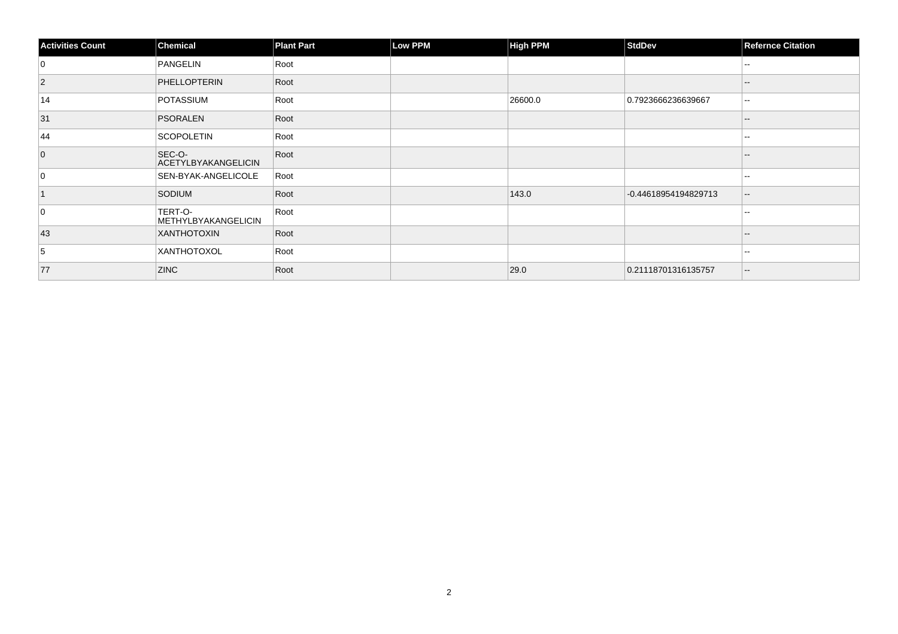| Activities Count | Chemical | Plant Part | Low PPM | High PPM | StdDev | Refernce Citation |
|---|---|---|---|---|---|---|
| 0 | PANGELIN | Root | | | | -- |
| 2 | PHELLOPTERIN | Root | | | | -- |
| 14 | POTASSIUM | Root | | 26600.0 | 0.7923666236639667 | -- |
| 31 | PSORALEN | Root | | | | -- |
| 44 | SCOPOLETIN | Root | | | | -- |
| 0 | SEC-O-ACETYLBYAKANGELICIN | Root | | | | -- |
| 0 | SEN-BYAK-ANGELICOLE | Root | | | | -- |
| 1 | SODIUM | Root | | 143.0 | -0.44618954194829713 | -- |
| 0 | TERT-O-METHYLBYAKANGELICIN | Root | | | | -- |
| 43 | XANTHOTOXIN | Root | | | | -- |
| 5 | XANTHOTOXOL | Root | | | | -- |
| 77 | ZINC | Root | | 29.0 | 0.21118701316135757 | -- |